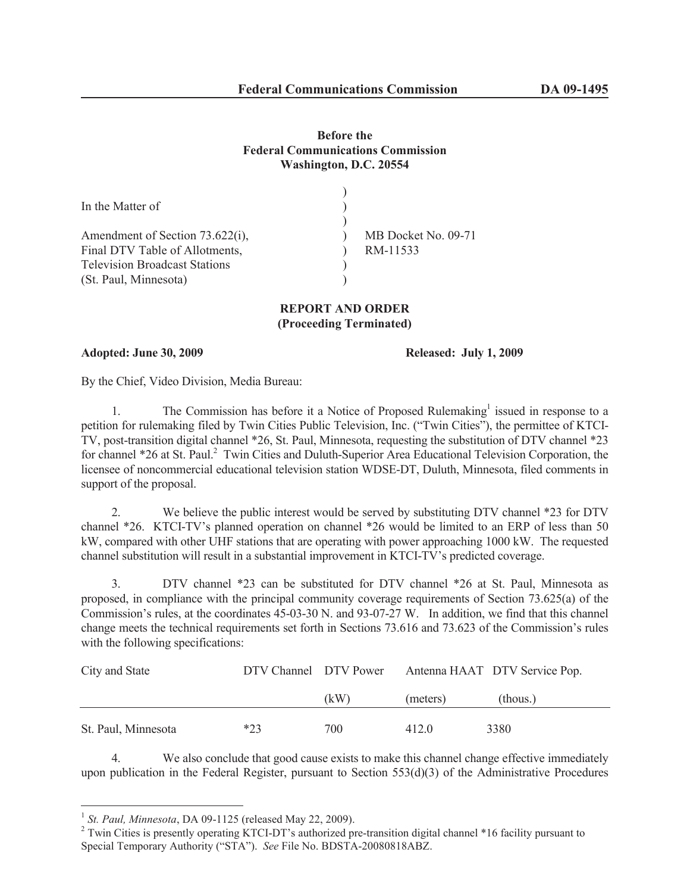**Before the**
**Federal Communications Commission**
**Washington, D.C. 20554**

| | | |
|---|---|---|
| In the Matter of | ) | |
| | ) | |
| Amendment of Section 73.622(i), | ) | MB Docket No. 09-71 |
| Final DTV Table of Allotments, | ) | RM-11533 |
| Television Broadcast Stations | ) | |
| (St. Paul, Minnesota) | ) | |

**REPORT AND ORDER**
**(Proceeding Terminated)**

**Adopted: June 30, 2009** **Released: July 1, 2009**

By the Chief, Video Division, Media Bureau:

1. The Commission has before it a Notice of Proposed Rulemaking[1] issued in response to a petition for rulemaking filed by Twin Cities Public Television, Inc. ("Twin Cities"), the permittee of KTCI-TV, post-transition digital channel *26, St. Paul, Minnesota, requesting the substitution of DTV channel *23 for channel *26 at St. Paul.[2] Twin Cities and Duluth-Superior Area Educational Television Corporation, the licensee of noncommercial educational television station WDSE-DT, Duluth, Minnesota, filed comments in support of the proposal.

2. We believe the public interest would be served by substituting DTV channel *23 for DTV channel *26. KTCI-TV's planned operation on channel *26 would be limited to an ERP of less than 50 kW, compared with other UHF stations that are operating with power approaching 1000 kW. The requested channel substitution will result in a substantial improvement in KTCI-TV's predicted coverage.

3. DTV channel *23 can be substituted for DTV channel *26 at St. Paul, Minnesota as proposed, in compliance with the principal community coverage requirements of Section 73.625(a) of the Commission's rules, at the coordinates 45-03-30 N. and 93-07-27 W. In addition, we find that this channel change meets the technical requirements set forth in Sections 73.616 and 73.623 of the Commission's rules with the following specifications:

| City and State | DTV Channel | DTV Power (kW) | Antenna HAAT (meters) | DTV Service Pop. (thous.) |
|---|---|---|---|---|
| St. Paul, Minnesota | *23 | 700 | 412.0 | 3380 |

4. We also conclude that good cause exists to make this channel change effective immediately upon publication in the Federal Register, pursuant to Section 553(d)(3) of the Administrative Procedures

---

[1] *St. Paul, Minnesota*, DA 09-1125 (released May 22, 2009).

[2] Twin Cities is presently operating KTCI-DT's authorized pre-transition digital channel *16 facility pursuant to Special Temporary Authority ("STA"). *See* File No. BDSTA-20080818ABZ.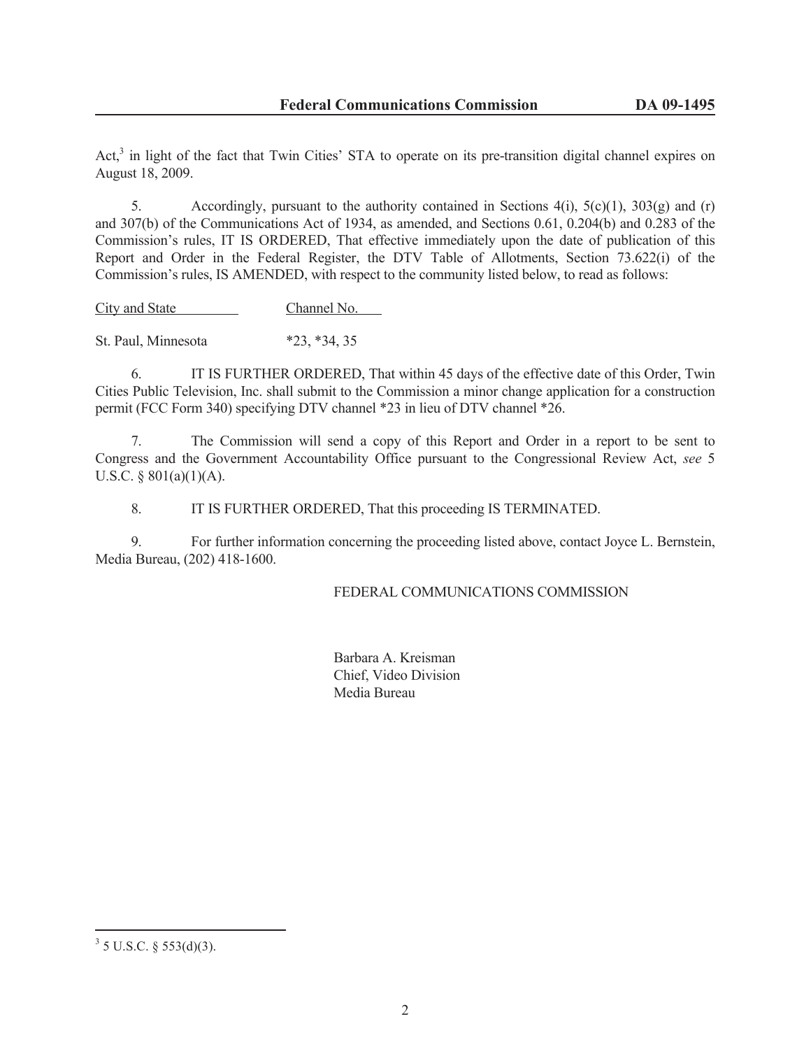Act,[3] in light of the fact that Twin Cities' STA to operate on its pre-transition digital channel expires on August 18, 2009.

5. Accordingly, pursuant to the authority contained in Sections 4(i), 5(c)(1), 303(g) and (r) and 307(b) of the Communications Act of 1934, as amended, and Sections 0.61, 0.204(b) and 0.283 of the Commission's rules, IT IS ORDERED, That effective immediately upon the date of publication of this Report and Order in the Federal Register, the DTV Table of Allotments, Section 73.622(i) of the Commission's rules, IS AMENDED, with respect to the community listed below, to read as follows:

| City and State | Channel No. |
|---|---|
| St. Paul, Minnesota | *23, *34, 35 |

6. IT IS FURTHER ORDERED, That within 45 days of the effective date of this Order, Twin Cities Public Television, Inc. shall submit to the Commission a minor change application for a construction permit (FCC Form 340) specifying DTV channel *23 in lieu of DTV channel *26.

7. The Commission will send a copy of this Report and Order in a report to be sent to Congress and the Government Accountability Office pursuant to the Congressional Review Act, *see* 5 U.S.C. § 801(a)(1)(A).

8. IT IS FURTHER ORDERED, That this proceeding IS TERMINATED.

9. For further information concerning the proceeding listed above, contact Joyce L. Bernstein, Media Bureau, (202) 418-1600.

FEDERAL COMMUNICATIONS COMMISSION

Barbara A. Kreisman
Chief, Video Division
Media Bureau

---

[3] 5 U.S.C. § 553(d)(3).